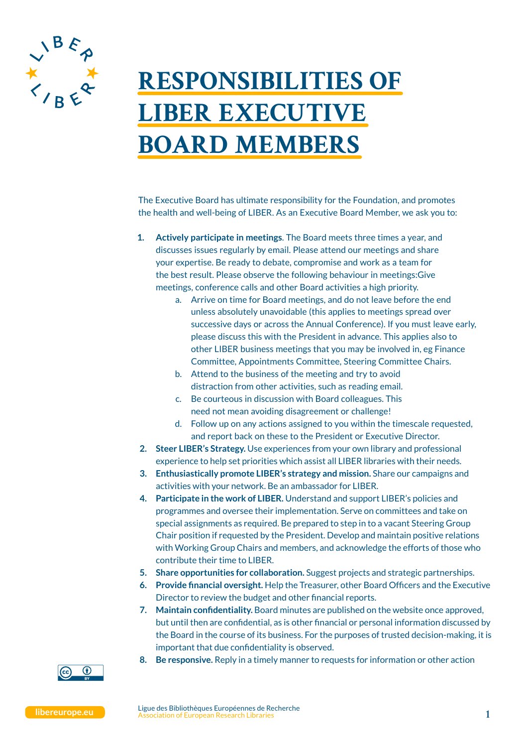# RESPONSIBILITIES OF LIBER EXECUTIVE BOARD MEMBERS

The Executive Board has ultimate responsibility for the Foundation, and promotes the health and well-being of LIBER. As an Executive Board Member, we ask you to:

1. **Actively participate in meetings**. The Board meets three times a year, and discusses issues regularly by email. Please attend our meetings and share your expertise. Be ready to debate, compromise and work as a team for the best result. Please observe the following behaviour in meetings:Give meetings, conference calls and other Board activities a high priority.
    a. Arrive on time for Board meetings, and do not leave before the end unless absolutely unavoidable (this applies to meetings spread over successive days or across the Annual Conference). If you must leave early, please discuss this with the President in advance. This applies also to other LIBER business meetings that you may be involved in, eg Finance Committee, Appointments Committee, Steering Committee Chairs.
    b. Attend to the business of the meeting and try to avoid distraction from other activities, such as reading email.
    c. Be courteous in discussion with Board colleagues. This need not mean avoiding disagreement or challenge!
    d. Follow up on any actions assigned to you within the timescale requested, and report back on these to the President or Executive Director.
2. **Steer LIBER's Strategy.** Use experiences from your own library and professional experience to help set priorities which assist all LIBER libraries with their needs.
3. **Enthusiastically promote LIBER's strategy and mission.** Share our campaigns and activities with your network. Be an ambassador for LIBER.
4. **Participate in the work of LIBER.** Understand and support LIBER's policies and programmes and oversee their implementation. Serve on committees and take on special assignments as required. Be prepared to step in to a vacant Steering Group Chair position if requested by the President. Develop and maintain positive relations with Working Group Chairs and members, and acknowledge the efforts of those who contribute their time to LIBER.
5. **Share opportunities for collaboration.** Suggest projects and strategic partnerships.
6. **Provide financial oversight.** Help the Treasurer, other Board Officers and the Executive Director to review the budget and other financial reports.
7. **Maintain confidentiality.** Board minutes are published on the website once approved, but until then are confidential, as is other financial or personal information discussed by the Board in the course of its business. For the purposes of trusted decision-making, it is important that due confidentiality is observed.
8. **Be responsive.** Reply in a timely manner to requests for information or other action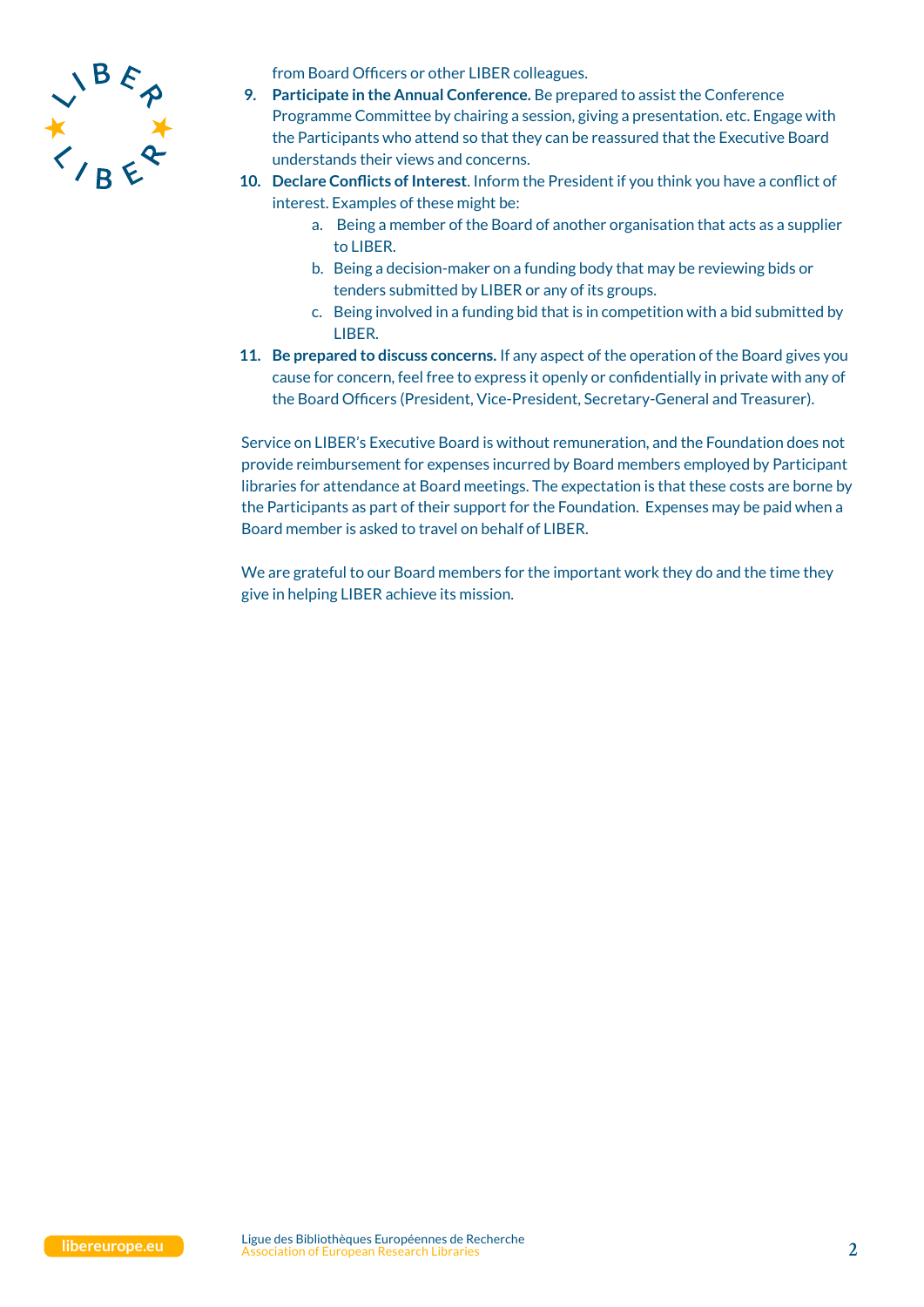from Board Officers or other LIBER colleagues.

9. **Participate in the Annual Conference.** Be prepared to assist the Conference Programme Committee by chairing a session, giving a presentation. etc. Engage with the Participants who attend so that they can be reassured that the Executive Board understands their views and concerns.
10. **Declare Conflicts of Interest**. Inform the President if you think you have a conflict of interest. Examples of these might be:
    a. Being a member of the Board of another organisation that acts as a supplier to LIBER.
    b. Being a decision-maker on a funding body that may be reviewing bids or tenders submitted by LIBER or any of its groups.
    c. Being involved in a funding bid that is in competition with a bid submitted by LIBER.
11. **Be prepared to discuss concerns.** If any aspect of the operation of the Board gives you cause for concern, feel free to express it openly or confidentially in private with any of the Board Officers (President, Vice-President, Secretary-General and Treasurer).

Service on LIBER's Executive Board is without remuneration, and the Foundation does not provide reimbursement for expenses incurred by Board members employed by Participant libraries for attendance at Board meetings. The expectation is that these costs are borne by the Participants as part of their support for the Foundation. Expenses may be paid when a Board member is asked to travel on behalf of LIBER.

We are grateful to our Board members for the important work they do and the time they give in helping LIBER achieve its mission.